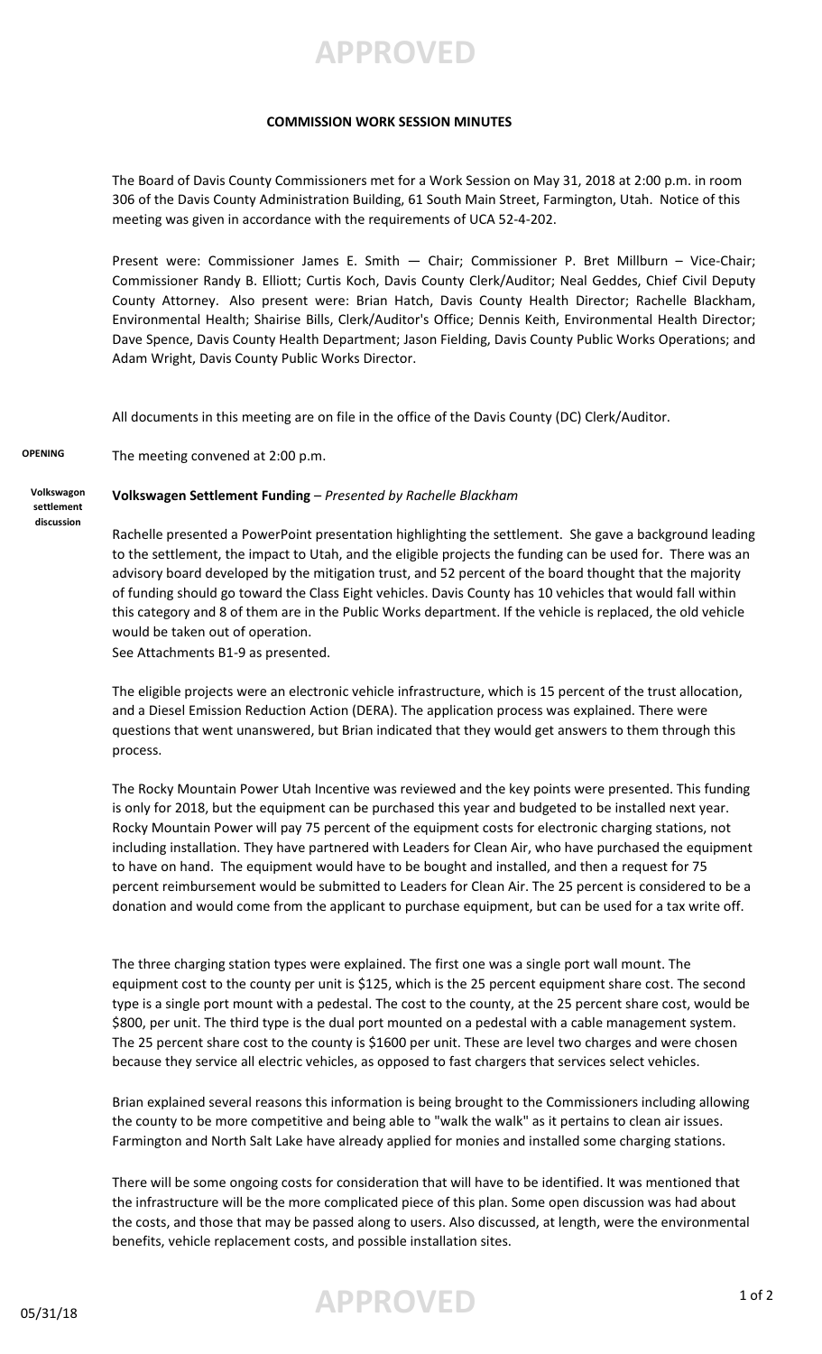**APPROVED**

**COMMISSION WORK SESSION MINUTES**

The Board of Davis County Commissioners met for a Work Session on May 31, 2018 at 2:00 p.m. in room 306 of the Davis County Administration Building, 61 South Main Street, Farmington, Utah. Notice of this meeting was given in accordance with the requirements of UCA 52-4-202.

Present were: Commissioner James E. Smith — Chair; Commissioner P. Bret Millburn – Vice-Chair; Commissioner Randy B. Elliott; Curtis Koch, Davis County Clerk/Auditor; Neal Geddes, Chief Civil Deputy County Attorney. Also present were: Brian Hatch, Davis County Health Director; Rachelle Blackham, Environmental Health; Shairise Bills, Clerk/Auditor's Office; Dennis Keith, Environmental Health Director; Dave Spence, Davis County Health Department; Jason Fielding, Davis County Public Works Operations; and Adam Wright, Davis County Public Works Director.

All documents in this meeting are on file in the office of the Davis County (DC) Clerk/Auditor.

**OPENING**

The meeting convened at 2:00 p.m.

**Volkswagon settlement discussion**

**Volkswagen Settlement Funding** – *Presented by Rachelle Blackham*

Rachelle presented a PowerPoint presentation highlighting the settlement. She gave a background leading to the settlement, the impact to Utah, and the eligible projects the funding can be used for. There was an advisory board developed by the mitigation trust, and 52 percent of the board thought that the majority of funding should go toward the Class Eight vehicles. Davis County has 10 vehicles that would fall within this category and 8 of them are in the Public Works department. If the vehicle is replaced, the old vehicle would be taken out of operation.
See Attachments B1-9 as presented.

The eligible projects were an electronic vehicle infrastructure, which is 15 percent of the trust allocation, and a Diesel Emission Reduction Action (DERA). The application process was explained. There were questions that went unanswered, but Brian indicated that they would get answers to them through this process.

The Rocky Mountain Power Utah Incentive was reviewed and the key points were presented. This funding is only for 2018, but the equipment can be purchased this year and budgeted to be installed next year. Rocky Mountain Power will pay 75 percent of the equipment costs for electronic charging stations, not including installation. They have partnered with Leaders for Clean Air, who have purchased the equipment to have on hand. The equipment would have to be bought and installed, and then a request for 75 percent reimbursement would be submitted to Leaders for Clean Air. The 25 percent is considered to be a donation and would come from the applicant to purchase equipment, but can be used for a tax write off.

The three charging station types were explained. The first one was a single port wall mount. The equipment cost to the county per unit is $125, which is the 25 percent equipment share cost. The second type is a single port mount with a pedestal. The cost to the county, at the 25 percent share cost, would be $800, per unit. The third type is the dual port mounted on a pedestal with a cable management system. The 25 percent share cost to the county is $1600 per unit. These are level two charges and were chosen because they service all electric vehicles, as opposed to fast chargers that services select vehicles.

Brian explained several reasons this information is being brought to the Commissioners including allowing the county to be more competitive and being able to "walk the walk" as it pertains to clean air issues. Farmington and North Salt Lake have already applied for monies and installed some charging stations.

There will be some ongoing costs for consideration that will have to be identified. It was mentioned that the infrastructure will be the more complicated piece of this plan. Some open discussion was had about the costs, and those that may be passed along to users. Also discussed, at length, were the environmental benefits, vehicle replacement costs, and possible installation sites.

05/31/18

**APPROVED**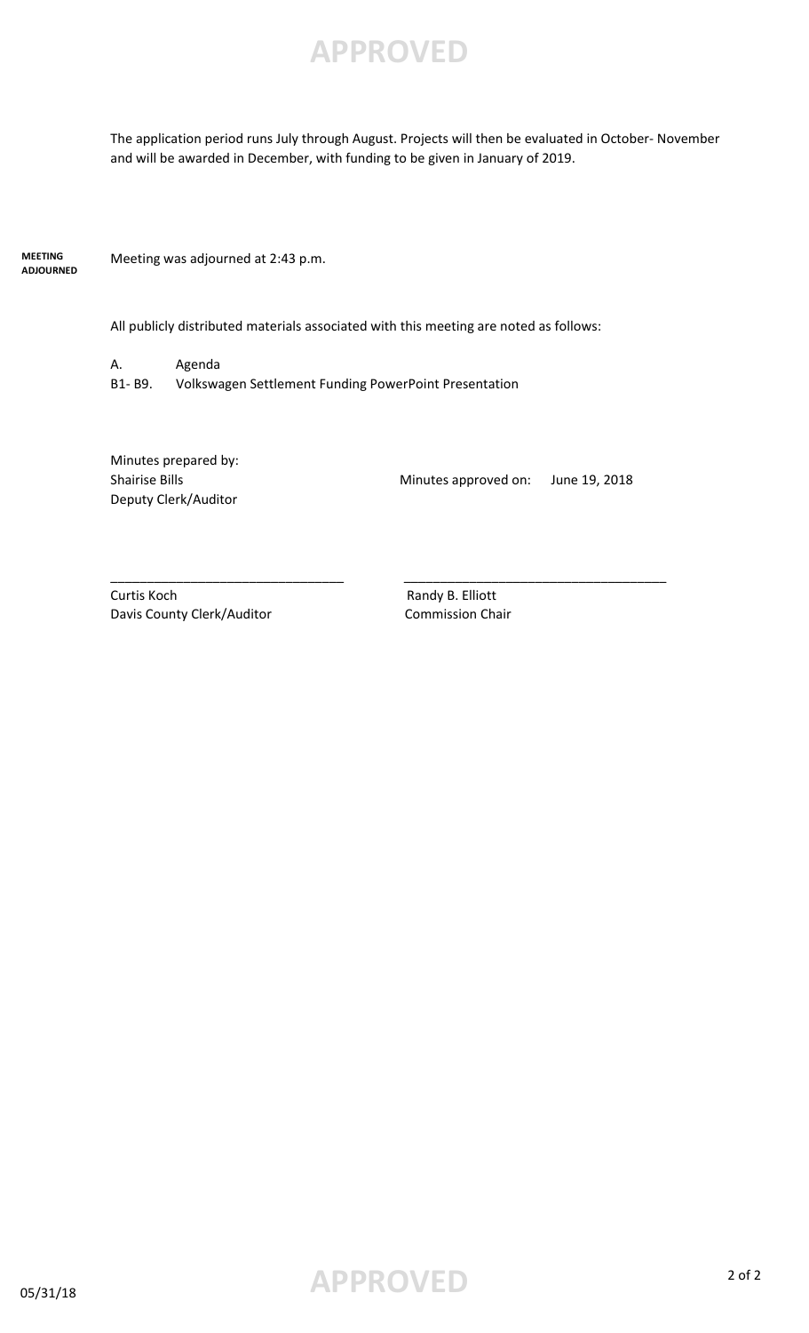The application period runs July through August. Projects will then be evaluated in October- November and will be awarded in December, with funding to be given in January of 2019.

**MEETING ADJOURNED**

Meeting was adjourned at 2:43 p.m.

All publicly distributed materials associated with this meeting are noted as follows:

A. Agenda
B1- B9. Volkswagen Settlement Funding PowerPoint Presentation

Minutes prepared by:
Shairise Bills
Deputy Clerk/Auditor

Minutes approved on: June 19, 2018

\_\_\_\_\_\_\_\_\_\_\_\_\_\_\_\_\_\_\_\_\_\_\_\_\_\_\_\_\_\_\_\_
Curtis Koch
Davis County Clerk/Auditor

\_\_\_\_\_\_\_\_\_\_\_\_\_\_\_\_\_\_\_\_\_\_\_\_\_\_\_\_\_\_\_\_
Randy B. Elliott
Commission Chair